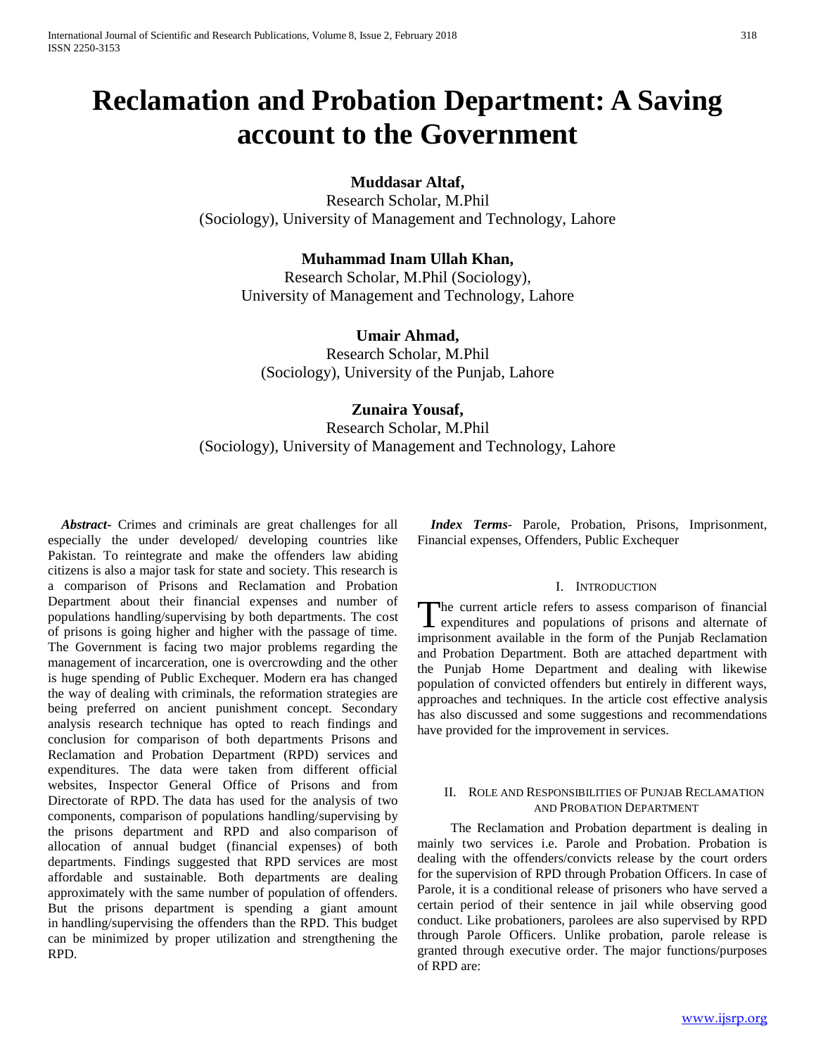# Reclamation and Probation Department: A Saving account to the Government

**Muddasar Altaf,**
Research Scholar, M.Phil (Sociology), University of Management and Technology, Lahore

**Muhammad Inam Ullah Khan,**
Research Scholar, M.Phil (Sociology), University of Management and Technology, Lahore

**Umair Ahmad,**
Research Scholar, M.Phil (Sociology), University of the Punjab, Lahore

**Zunaira Yousaf,**
Research Scholar, M.Phil (Sociology), University of Management and Technology, Lahore

***Abstract-*** Crimes and criminals are great challenges for all especially the under developed/ developing countries like Pakistan. To reintegrate and make the offenders law abiding citizens is also a major task for state and society. This research is a comparison of Prisons and Reclamation and Probation Department about their financial expenses and number of populations handling/supervising by both departments. The cost of prisons is going higher and higher with the passage of time. The Government is facing two major problems regarding the management of incarceration, one is overcrowding and the other is huge spending of Public Exchequer. Modern era has changed the way of dealing with criminals, the reformation strategies are being preferred on ancient punishment concept. Secondary analysis research technique has opted to reach findings and conclusion for comparison of both departments Prisons and Reclamation and Probation Department (RPD) services and expenditures. The data were taken from different official websites, Inspector General Office of Prisons and from Directorate of RPD. The data has used for the analysis of two components, comparison of populations handling/supervising by the prisons department and RPD and also comparison of allocation of annual budget (financial expenses) of both departments. Findings suggested that RPD services are most affordable and sustainable. Both departments are dealing approximately with the same number of population of offenders. But the prisons department is spending a giant amount in handling/supervising the offenders than the RPD. This budget can be minimized by proper utilization and strengthening the RPD.

***Index Terms-*** Parole, Probation, Prisons, Imprisonment, Financial expenses, Offenders, Public Exchequer

## I. Introduction

The current article refers to assess comparison of financial expenditures and populations of prisons and alternate of imprisonment available in the form of the Punjab Reclamation and Probation Department. Both are attached department with the Punjab Home Department and dealing with likewise population of convicted offenders but entirely in different ways, approaches and techniques. In the article cost effective analysis has also discussed and some suggestions and recommendations have provided for the improvement in services.

## II. Role and Responsibilities of Punjab Reclamation and Probation Department

The Reclamation and Probation department is dealing in mainly two services i.e. Parole and Probation. Probation is dealing with the offenders/convicts release by the court orders for the supervision of RPD through Probation Officers. In case of Parole, it is a conditional release of prisoners who have served a certain period of their sentence in jail while observing good conduct. Like probationers, parolees are also supervised by RPD through Parole Officers. Unlike probation, parole release is granted through executive order. The major functions/purposes of RPD are: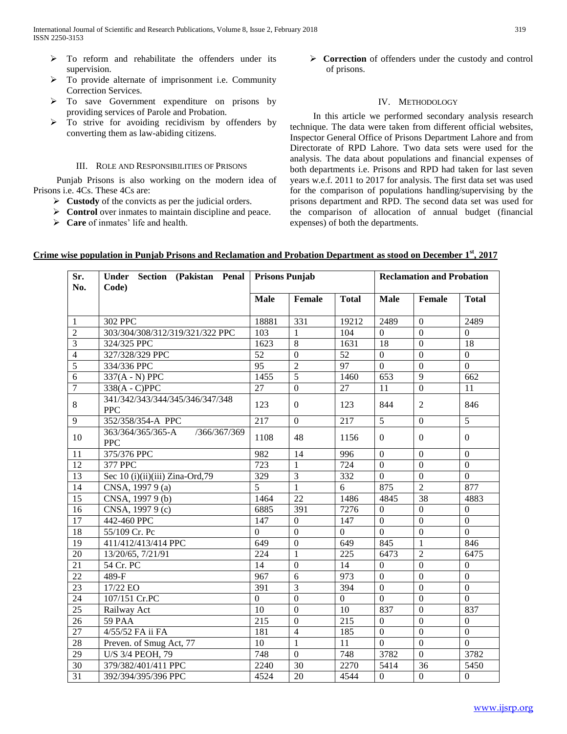- To reform and rehabilitate the offenders under its supervision.
- To provide alternate of imprisonment i.e. Community Correction Services.
- To save Government expenditure on prisons by providing services of Parole and Probation.
- To strive for avoiding recidivism by offenders by converting them as law-abiding citizens.

### III. Role and Responsibilities of Prisons

Punjab Prisons is also working on the modern idea of Prisons i.e. 4Cs. These 4Cs are:

- **Custody** of the convicts as per the judicial orders.
- **Control** over inmates to maintain discipline and peace.
- **Care** of inmates' life and health.
- **Correction** of offenders under the custody and control of prisons.

### IV. Methodology

In this article we performed secondary analysis research technique. The data were taken from different official websites, Inspector General Office of Prisons Department Lahore and from Directorate of RPD Lahore. Two data sets were used for the analysis. The data about populations and financial expenses of both departments i.e. Prisons and RPD had taken for last seven years w.e.f. 2011 to 2017 for analysis. The first data set was used for the comparison of populations handling/supervising by the prisons department and RPD. The second data set was used for the comparison of allocation of annual budget (financial expenses) of both the departments.

**Crime wise population in Punjab Prisons and Reclamation and Probation Department as stood on December 1st, 2017**

| Sr. No. | Under Section (Pakistan Penal Code) | Prisons Punjab | | | Reclamation and Probation | | |
|---|---|---|---|---|---|---|---|
| | | Male | Female | Total | Male | Female | Total |
| 1 | 302 PPC | 18881 | 331 | 19212 | 2489 | 0 | 2489 |
| 2 | 303/304/308/312/319/321/322 PPC | 103 | 1 | 104 | 0 | 0 | 0 |
| 3 | 324/325 PPC | 1623 | 8 | 1631 | 18 | 0 | 18 |
| 4 | 327/328/329 PPC | 52 | 0 | 52 | 0 | 0 | 0 |
| 5 | 334/336 PPC | 95 | 2 | 97 | 0 | 0 | 0 |
| 6 | 337(A - N) PPC | 1455 | 5 | 1460 | 653 | 9 | 662 |
| 7 | 338(A - C)PPC | 27 | 0 | 27 | 11 | 0 | 11 |
| 8 | 341/342/343/344/345/346/347/348 PPC | 123 | 0 | 123 | 844 | 2 | 846 |
| 9 | 352/358/354-A PPC | 217 | 0 | 217 | 5 | 0 | 5 |
| 10 | 363/364/365/365-A /366/367/369 PPC | 1108 | 48 | 1156 | 0 | 0 | 0 |
| 11 | 375/376 PPC | 982 | 14 | 996 | 0 | 0 | 0 |
| 12 | 377 PPC | 723 | 1 | 724 | 0 | 0 | 0 |
| 13 | Sec 10 (i)(ii)(iii) Zina-Ord,79 | 329 | 3 | 332 | 0 | 0 | 0 |
| 14 | CNSA, 1997 9 (a) | 5 | 1 | 6 | 875 | 2 | 877 |
| 15 | CNSA, 1997 9 (b) | 1464 | 22 | 1486 | 4845 | 38 | 4883 |
| 16 | CNSA, 1997 9 (c) | 6885 | 391 | 7276 | 0 | 0 | 0 |
| 17 | 442-460 PPC | 147 | 0 | 147 | 0 | 0 | 0 |
| 18 | 55/109 Cr. Pc | 0 | 0 | 0 | 0 | 0 | 0 |
| 19 | 411/412/413/414 PPC | 649 | 0 | 649 | 845 | 1 | 846 |
| 20 | 13/20/65, 7/21/91 | 224 | 1 | 225 | 6473 | 2 | 6475 |
| 21 | 54 Cr. PC | 14 | 0 | 14 | 0 | 0 | 0 |
| 22 | 489-F | 967 | 6 | 973 | 0 | 0 | 0 |
| 23 | 17/22 EO | 391 | 3 | 394 | 0 | 0 | 0 |
| 24 | 107/151 Cr.PC | 0 | 0 | 0 | 0 | 0 | 0 |
| 25 | Railway Act | 10 | 0 | 10 | 837 | 0 | 837 |
| 26 | 59 PAA | 215 | 0 | 215 | 0 | 0 | 0 |
| 27 | 4/55/52 FA ii FA | 181 | 4 | 185 | 0 | 0 | 0 |
| 28 | Preven. of Smug Act, 77 | 10 | 1 | 11 | 0 | 0 | 0 |
| 29 | U/S 3/4 PEOH, 79 | 748 | 0 | 748 | 3782 | 0 | 3782 |
| 30 | 379/382/401/411 PPC | 2240 | 30 | 2270 | 5414 | 36 | 5450 |
| 31 | 392/394/395/396 PPC | 4524 | 20 | 4544 | 0 | 0 | 0 |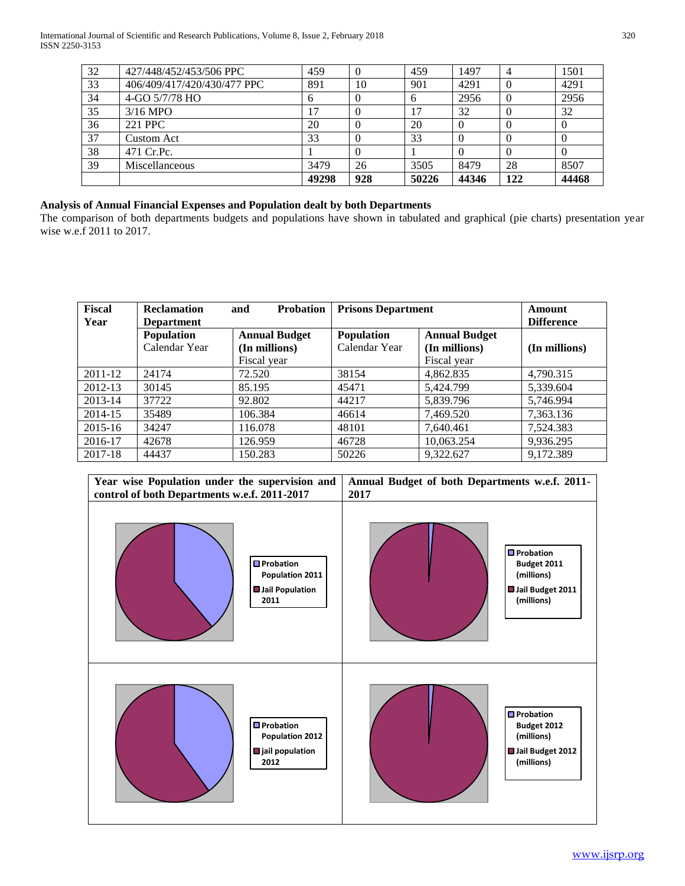| 32 | 427/448/452/453/506 PPC | 459 | 0 | 459 | 1497 | 4 | 1501 |
|---|---|---|---|---|---|---|---|
| 33 | 406/409/417/420/430/477 PPC | 891 | 10 | 901 | 4291 | 0 | 4291 |
| 34 | 4-GO 5/7/78 HO | 6 | 0 | 6 | 2956 | 0 | 2956 |
| 35 | 3/16 MPO | 17 | 0 | 17 | 32 | 0 | 32 |
| 36 | 221 PPC | 20 | 0 | 20 | 0 | 0 | 0 |
| 37 | Custom Act | 33 | 0 | 33 | 0 | 0 | 0 |
| 38 | 471 Cr.Pc. | 1 | 0 | 1 | 0 | 0 | 0 |
| 39 | Miscellaneous | 3479 | 26 | 3505 | 8479 | 28 | 8507 |
| | | **49298** | **928** | **50226** | **44346** | **122** | **44468** |

**Analysis of Annual Financial Expenses and Population dealt by both Departments**

The comparison of both departments budgets and populations have shown in tabulated and graphical (pie charts) presentation year wise w.e.f 2011 to 2017.

| Fiscal Year | Reclamation and Probation Department | | Prisons Department | | Amount Difference |
|---|---|---|---|---|---|
| | **Population** Calendar Year | **Annual Budget (In millions)** Fiscal year | **Population** Calendar Year | **Annual Budget (In millions)** Fiscal year | **(In millions)** |
| 2011-12 | 24174 | 72.520 | 38154 | 4,862.835 | 4,790.315 |
| 2012-13 | 30145 | 85.195 | 45471 | 5,424.799 | 5,339.604 |
| 2013-14 | 37722 | 92.802 | 44217 | 5,839.796 | 5,746.994 |
| 2014-15 | 35489 | 106.384 | 46614 | 7,469.520 | 7,363.136 |
| 2015-16 | 34247 | 116.078 | 48101 | 7,640.461 | 7,524.383 |
| 2016-17 | 42678 | 126.959 | 46728 | 10,063.254 | 9,936.295 |
| 2017-18 | 44437 | 150.283 | 50226 | 9,322.627 | 9,172.389 |

| Year wise Population under the supervision and control of both Departments w.e.f. 2011-2017 | Annual Budget of both Departments w.e.f. 2011-2017 |
|---|---|
| Probation Population 2011; Jail Population 2011 | Probation Budget 2011 (millions); Jail Budget 2011 (millions) |
| Probation Population 2012; jail population 2012 | Probation Budget 2012 (millions); Jail Budget 2012 (millions) |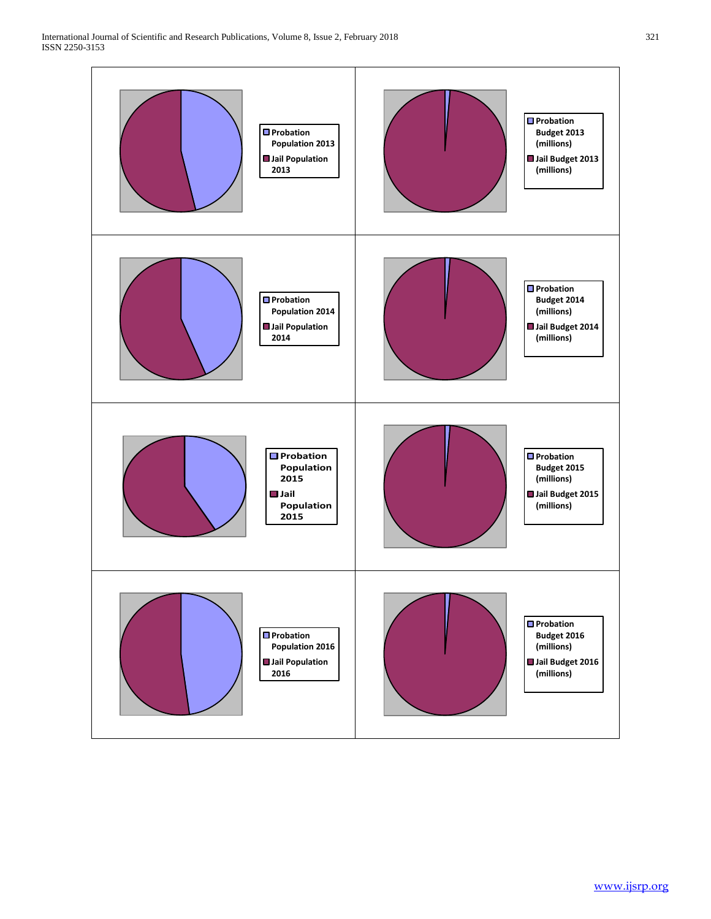| | |
|---|---|
| Probation Population 2013 / Jail Population 2013 | Probation Budget 2013 (millions) / Jail Budget 2013 (millions) |
| Probation Population 2014 / Jail Population 2014 | Probation Budget 2014 (millions) / Jail Budget 2014 (millions) |
| Probation Population 2015 / Jail Population 2015 | Probation Budget 2015 (millions) / Jail Budget 2015 (millions) |
| Probation Population 2016 / Jail Population 2016 | Probation Budget 2016 (millions) / Jail Budget 2016 (millions) |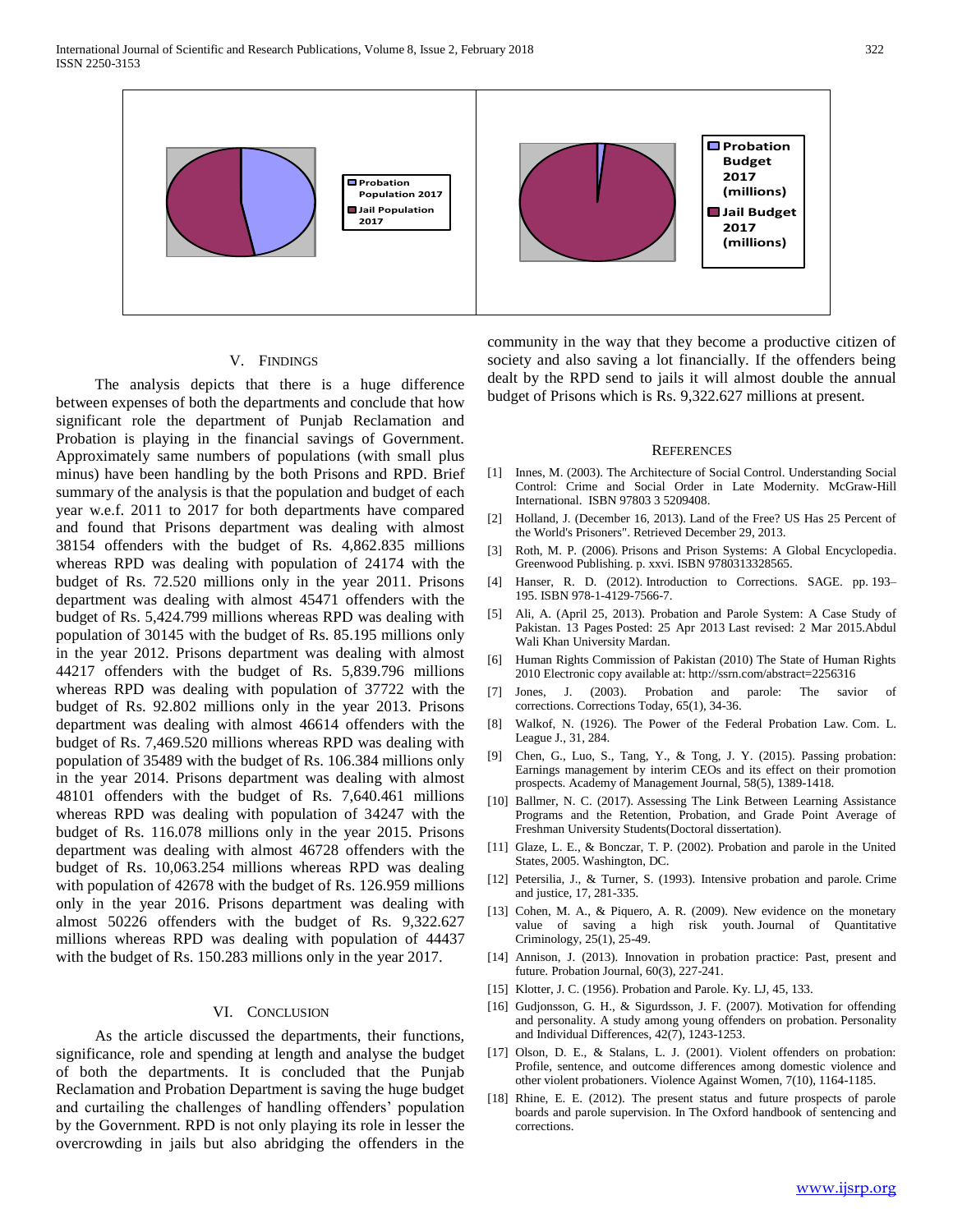Probation Population 2017

Jail Population 2017

Probation Budget 2017 (millions)

Jail Budget 2017 (millions)

## V. Findings

The analysis depicts that there is a huge difference between expenses of both the departments and conclude that how significant role the department of Punjab Reclamation and Probation is playing in the financial savings of Government. Approximately same numbers of populations (with small plus minus) have been handling by the both Prisons and RPD. Brief summary of the analysis is that the population and budget of each year w.e.f. 2011 to 2017 for both departments have compared and found that Prisons department was dealing with almost 38154 offenders with the budget of Rs. 4,862.835 millions whereas RPD was dealing with population of 24174 with the budget of Rs. 72.520 millions only in the year 2011. Prisons department was dealing with almost 45471 offenders with the budget of Rs. 5,424.799 millions whereas RPD was dealing with population of 30145 with the budget of Rs. 85.195 millions only in the year 2012. Prisons department was dealing with almost 44217 offenders with the budget of Rs. 5,839.796 millions whereas RPD was dealing with population of 37722 with the budget of Rs. 92.802 millions only in the year 2013. Prisons department was dealing with almost 46614 offenders with the budget of Rs. 7,469.520 millions whereas RPD was dealing with population of 35489 with the budget of Rs. 106.384 millions only in the year 2014. Prisons department was dealing with almost 48101 offenders with the budget of Rs. 7,640.461 millions whereas RPD was dealing with population of 34247 with the budget of Rs. 116.078 millions only in the year 2015. Prisons department was dealing with almost 46728 offenders with the budget of Rs. 10,063.254 millions whereas RPD was dealing with population of 42678 with the budget of Rs. 126.959 millions only in the year 2016. Prisons department was dealing with almost 50226 offenders with the budget of Rs. 9,322.627 millions whereas RPD was dealing with population of 44437 with the budget of Rs. 150.283 millions only in the year 2017.

## VI. Conclusion

As the article discussed the departments, their functions, significance, role and spending at length and analyse the budget of both the departments. It is concluded that the Punjab Reclamation and Probation Department is saving the huge budget and curtailing the challenges of handling offenders' population by the Government. RPD is not only playing its role in lesser the overcrowding in jails but also abridging the offenders in the community in the way that they become a productive citizen of society and also saving a lot financially. If the offenders being dealt by the RPD send to jails it will almost double the annual budget of Prisons which is Rs. 9,322.627 millions at present.

## References

[1] Innes, M. (2003). The Architecture of Social Control. Understanding Social Control: Crime and Social Order in Late Modernity. McGraw-Hill International. ISBN 97803 3 5209408.

[2] Holland, J. (December 16, 2013). Land of the Free? US Has 25 Percent of the World's Prisoners". Retrieved December 29, 2013.

[3] Roth, M. P. (2006). Prisons and Prison Systems: A Global Encyclopedia. Greenwood Publishing. p. xxvi. ISBN 9780313328565.

[4] Hanser, R. D. (2012). Introduction to Corrections. SAGE. pp. 193–195. ISBN 978-1-4129-7566-7.

[5] Ali, A. (April 25, 2013). Probation and Parole System: A Case Study of Pakistan. 13 Pages Posted: 25 Apr 2013 Last revised: 2 Mar 2015.Abdul Wali Khan University Mardan.

[6] Human Rights Commission of Pakistan (2010) The State of Human Rights 2010 Electronic copy available at: http://ssrn.com/abstract=2256316

[7] Jones, J. (2003). Probation and parole: The savior of corrections. Corrections Today, 65(1), 34-36.

[8] Walkof, N. (1926). The Power of the Federal Probation Law. Com. L. League J., 31, 284.

[9] Chen, G., Luo, S., Tang, Y., & Tong, J. Y. (2015). Passing probation: Earnings management by interim CEOs and its effect on their promotion prospects. Academy of Management Journal, 58(5), 1389-1418.

[10] Ballmer, N. C. (2017). Assessing The Link Between Learning Assistance Programs and the Retention, Probation, and Grade Point Average of Freshman University Students(Doctoral dissertation).

[11] Glaze, L. E., & Bonczar, T. P. (2002). Probation and parole in the United States, 2005. Washington, DC.

[12] Petersilia, J., & Turner, S. (1993). Intensive probation and parole. Crime and justice, 17, 281-335.

[13] Cohen, M. A., & Piquero, A. R. (2009). New evidence on the monetary value of saving a high risk youth. Journal of Quantitative Criminology, 25(1), 25-49.

[14] Annison, J. (2013). Innovation in probation practice: Past, present and future. Probation Journal, 60(3), 227-241.

[15] Klotter, J. C. (1956). Probation and Parole. Ky. LJ, 45, 133.

[16] Gudjonsson, G. H., & Sigurdsson, J. F. (2007). Motivation for offending and personality. A study among young offenders on probation. Personality and Individual Differences, 42(7), 1243-1253.

[17] Olson, D. E., & Stalans, L. J. (2001). Violent offenders on probation: Profile, sentence, and outcome differences among domestic violence and other violent probationers. Violence Against Women, 7(10), 1164-1185.

[18] Rhine, E. E. (2012). The present status and future prospects of parole boards and parole supervision. In The Oxford handbook of sentencing and corrections.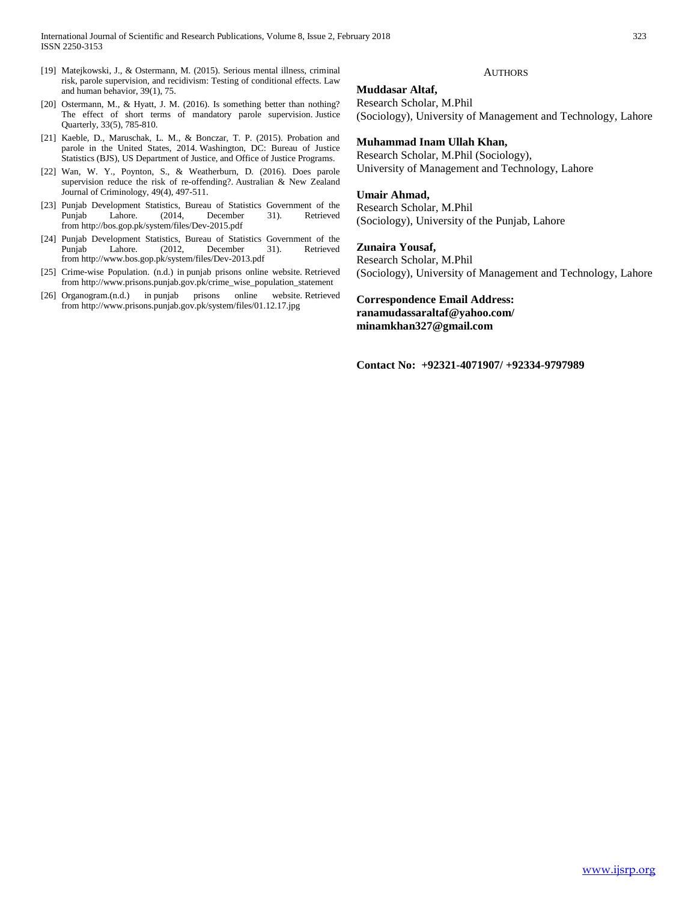[19] Matejkowski, J., & Ostermann, M. (2015). Serious mental illness, criminal risk, parole supervision, and recidivism: Testing of conditional effects. Law and human behavior, 39(1), 75.

[20] Ostermann, M., & Hyatt, J. M. (2016). Is something better than nothing? The effect of short terms of mandatory parole supervision. Justice Quarterly, 33(5), 785-810.

[21] Kaeble, D., Maruschak, L. M., & Bonczar, T. P. (2015). Probation and parole in the United States, 2014. Washington, DC: Bureau of Justice Statistics (BJS), US Department of Justice, and Office of Justice Programs.

[22] Wan, W. Y., Poynton, S., & Weatherburn, D. (2016). Does parole supervision reduce the risk of re-offending?. Australian & New Zealand Journal of Criminology, 49(4), 497-511.

[23] Punjab Development Statistics, Bureau of Statistics Government of the Punjab Lahore. (2014, December 31). Retrieved from http://bos.gop.pk/system/files/Dev-2015.pdf

[24] Punjab Development Statistics, Bureau of Statistics Government of the Punjab Lahore. (2012, December 31). Retrieved from http://www.bos.gop.pk/system/files/Dev-2013.pdf

[25] Crime-wise Population. (n.d.) in punjab prisons online website. Retrieved from http://www.prisons.punjab.gov.pk/crime_wise_population_statement

[26] Organogram.(n.d.) in punjab prisons online website. Retrieved from http://www.prisons.punjab.gov.pk/system/files/01.12.17.jpg

## Authors

**Muddasar Altaf,**
Research Scholar, M.Phil
(Sociology), University of Management and Technology, Lahore

**Muhammad Inam Ullah Khan,**
Research Scholar, M.Phil (Sociology),
University of Management and Technology, Lahore

**Umair Ahmad,**
Research Scholar, M.Phil
(Sociology), University of the Punjab, Lahore

**Zunaira Yousaf,**
Research Scholar, M.Phil
(Sociology), University of Management and Technology, Lahore

**Correspondence Email Address:**
**ranamudassaraltaf@yahoo.com/**
**minamkhan327@gmail.com**

**Contact No: +92321-4071907/ +92334-9797989**